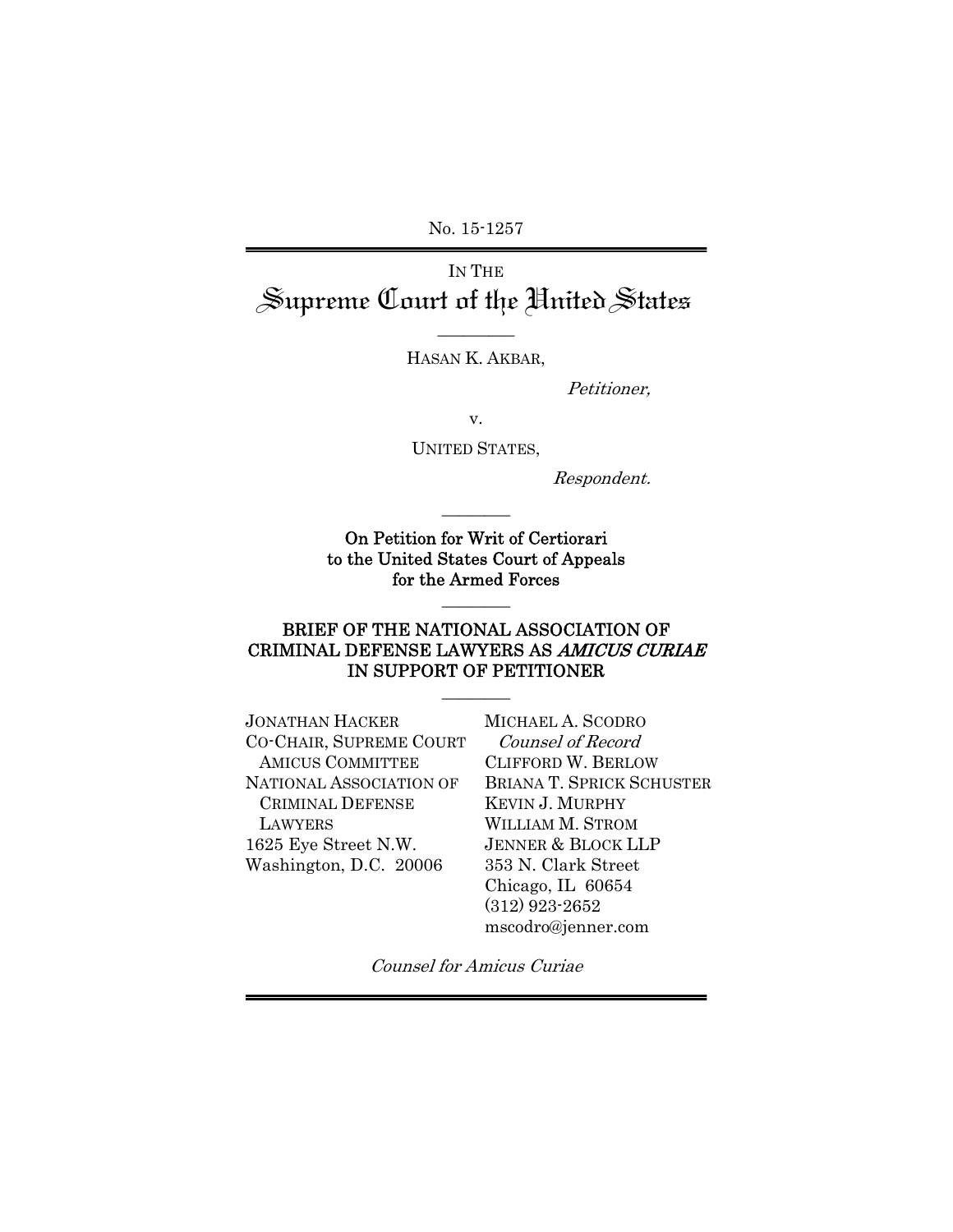No. 15-1257

IN THE

# Supreme Court of the United States

---

HASAN K. AKBAR,

*Petitioner,*

v.

UNITED STATES,

*Respondent.*

---

**On Petition for Writ of Certiorari to the United States Court of Appeals for the Armed Forces**

---

**BRIEF OF THE NATIONAL ASSOCIATION OF CRIMINAL DEFENSE LAWYERS AS *AMICUS CURIAE* IN SUPPORT OF PETITIONER**

---

JONATHAN HACKER
CO-CHAIR, SUPREME COURT AMICUS COMMITTEE
NATIONAL ASSOCIATION OF CRIMINAL DEFENSE LAWYERS
1625 Eye Street N.W.
Washington, D.C. 20006

MICHAEL A. SCODRO
*Counsel of Record*
CLIFFORD W. BERLOW
BRIANA T. SPRICK SCHUSTER
KEVIN J. MURPHY
WILLIAM M. STROM
JENNER & BLOCK LLP
353 N. Clark Street
Chicago, IL 60654
(312) 923-2652
mscodro@jenner.com

*Counsel for Amicus Curiae*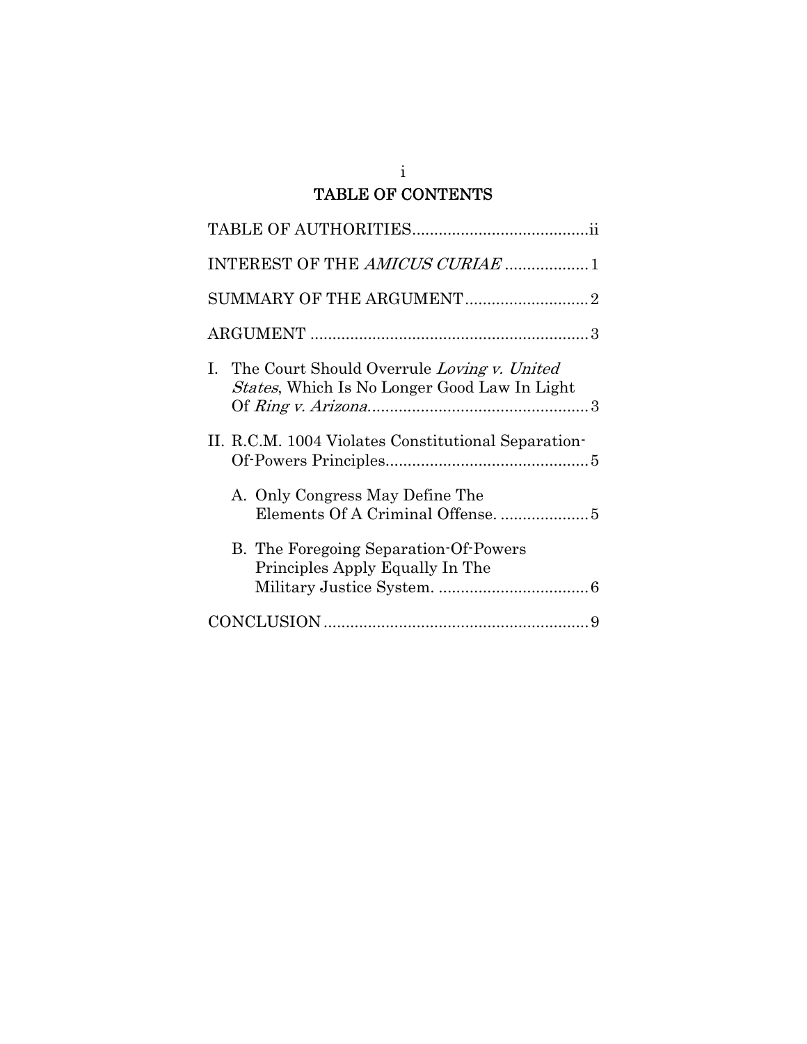# TABLE OF CONTENTS

TABLE OF AUTHORITIES........................................ii

INTEREST OF THE *AMICUS CURIAE* ................... 1

SUMMARY OF THE ARGUMENT............................ 2

ARGUMENT ............................................................... 3

I. The Court Should Overrule *Loving v. United States*, Which Is No Longer Good Law In Light Of *Ring v. Arizona*.................................................. 3

II. R.C.M. 1004 Violates Constitutional Separation-Of-Powers Principles.............................................. 5

   A. Only Congress May Define The Elements Of A Criminal Offense. .................... 5

   B. The Foregoing Separation-Of-Powers Principles Apply Equally In The Military Justice System. .................................. 6

CONCLUSION ........................................................... 9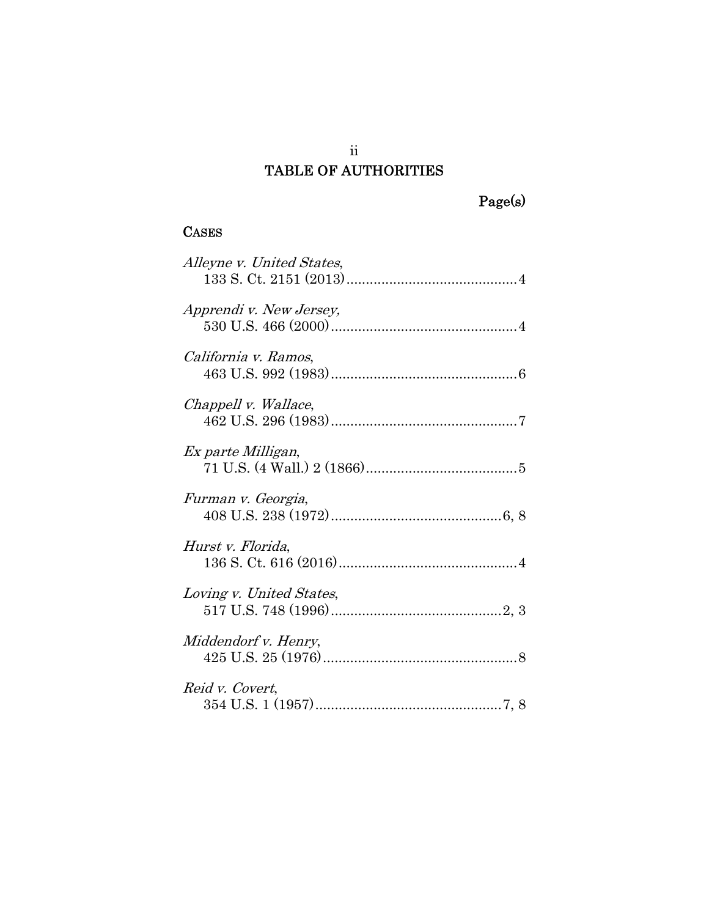# TABLE OF AUTHORITIES

Page(s)

## CASES

*Alleyne v. United States*,
133 S. Ct. 2151 (2013)............................................4

*Apprendi v. New Jersey,*
530 U.S. 466 (2000)................................................4

*California v. Ramos*,
463 U.S. 992 (1983)................................................6

*Chappell v. Wallace*,
462 U.S. 296 (1983)................................................7

*Ex parte Milligan*,
71 U.S. (4 Wall.) 2 (1866).......................................5

*Furman v. Georgia*,
408 U.S. 238 (1972)............................................6, 8

*Hurst v. Florida*,
136 S. Ct. 616 (2016)..............................................4

*Loving v. United States*,
517 U.S. 748 (1996)............................................2, 3

*Middendorf v. Henry*,
425 U.S. 25 (1976)..................................................8

*Reid v. Covert*,
354 U.S. 1 (1957)................................................7, 8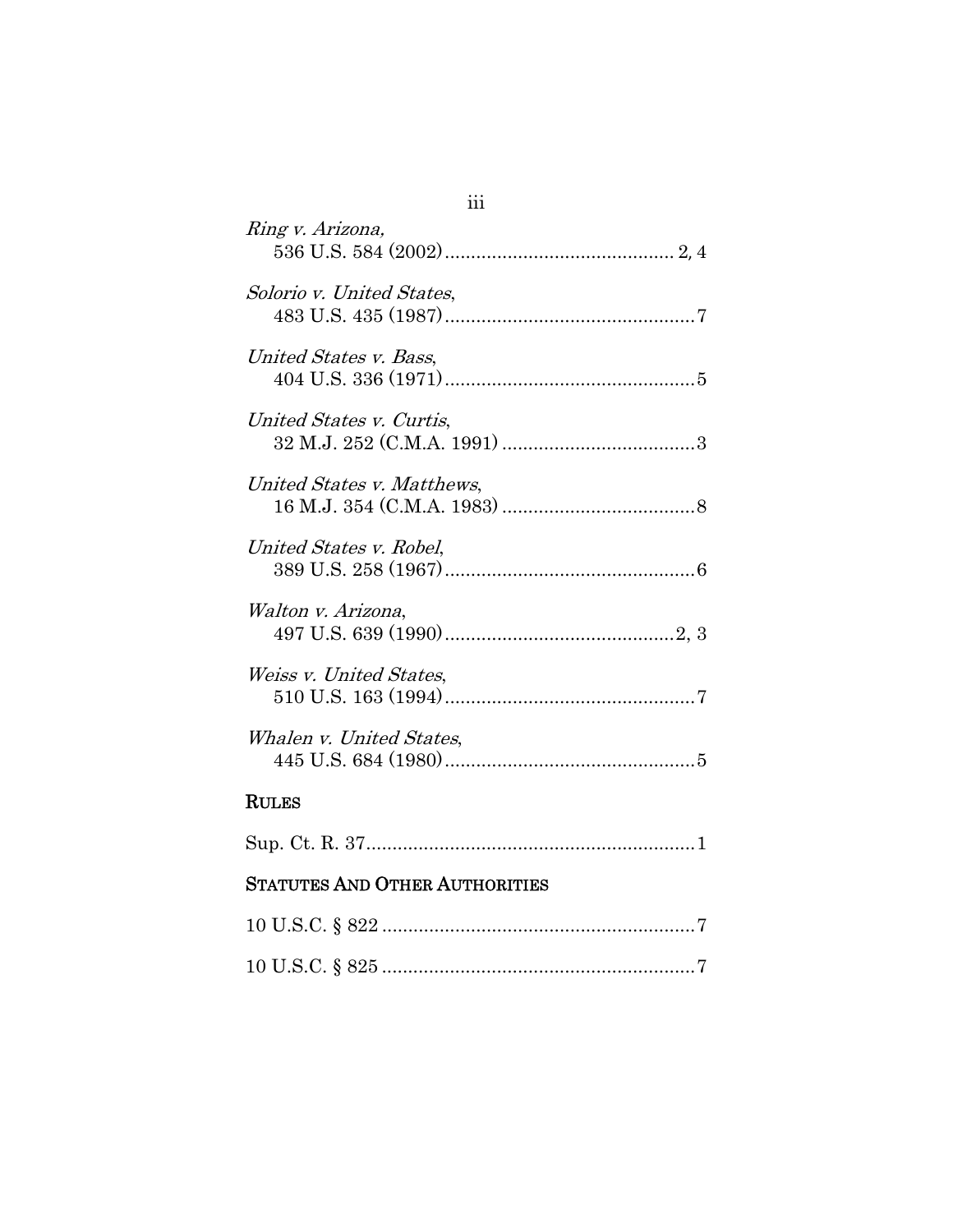*Ring v. Arizona*,
536 U.S. 584 (2002)........................................... 2, 4

*Solorio v. United States*,
483 U.S. 435 (1987)...............................................7

*United States v. Bass*,
404 U.S. 336 (1971)...............................................5

*United States v. Curtis*,
32 M.J. 252 (C.M.A. 1991) ....................................3

*United States v. Matthews*,
16 M.J. 354 (C.M.A. 1983) ....................................8

*United States v. Robel*,
389 U.S. 258 (1967)...............................................6

*Walton v. Arizona*,
497 U.S. 639 (1990)...........................................2, 3

*Weiss v. United States*,
510 U.S. 163 (1994)...............................................7

*Whalen v. United States*,
445 U.S. 684 (1980)...............................................5

**RULES**

Sup. Ct. R. 37..............................................................1

**STATUTES AND OTHER AUTHORITIES**

10 U.S.C. § 822 ..........................................................7

10 U.S.C. § 825 ..........................................................7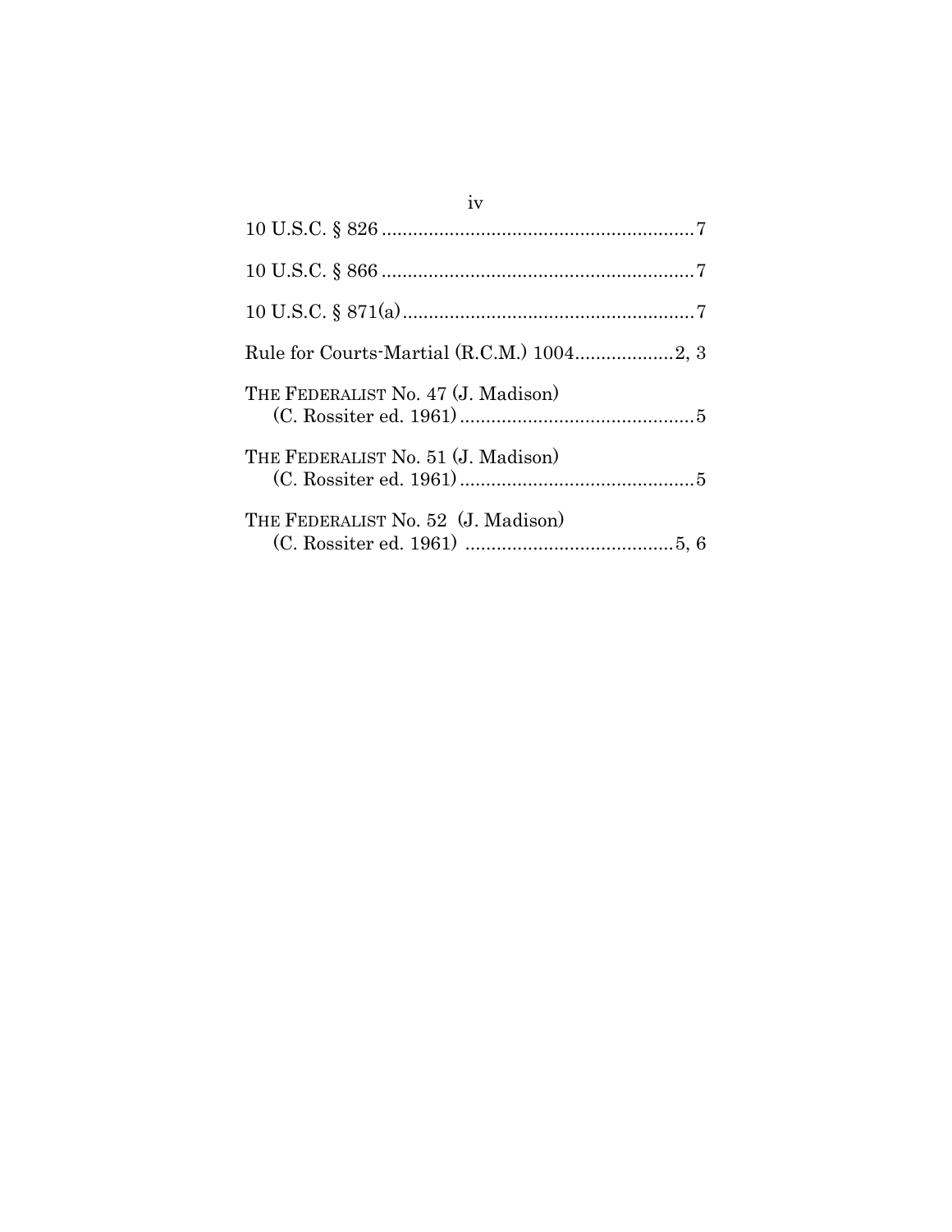10 U.S.C. § 826 .............................................................7

10 U.S.C. § 866 .............................................................7

10 U.S.C. § 871(a) .........................................................7

Rule for Courts-Martial (R.C.M.) 1004...................2, 3

THE FEDERALIST No. 47 (J. Madison)
(C. Rossiter ed. 1961) .............................................5

THE FEDERALIST No. 51 (J. Madison)
(C. Rossiter ed. 1961) .............................................5

THE FEDERALIST No. 52 (J. Madison)
(C. Rossiter ed. 1961) ........................................5, 6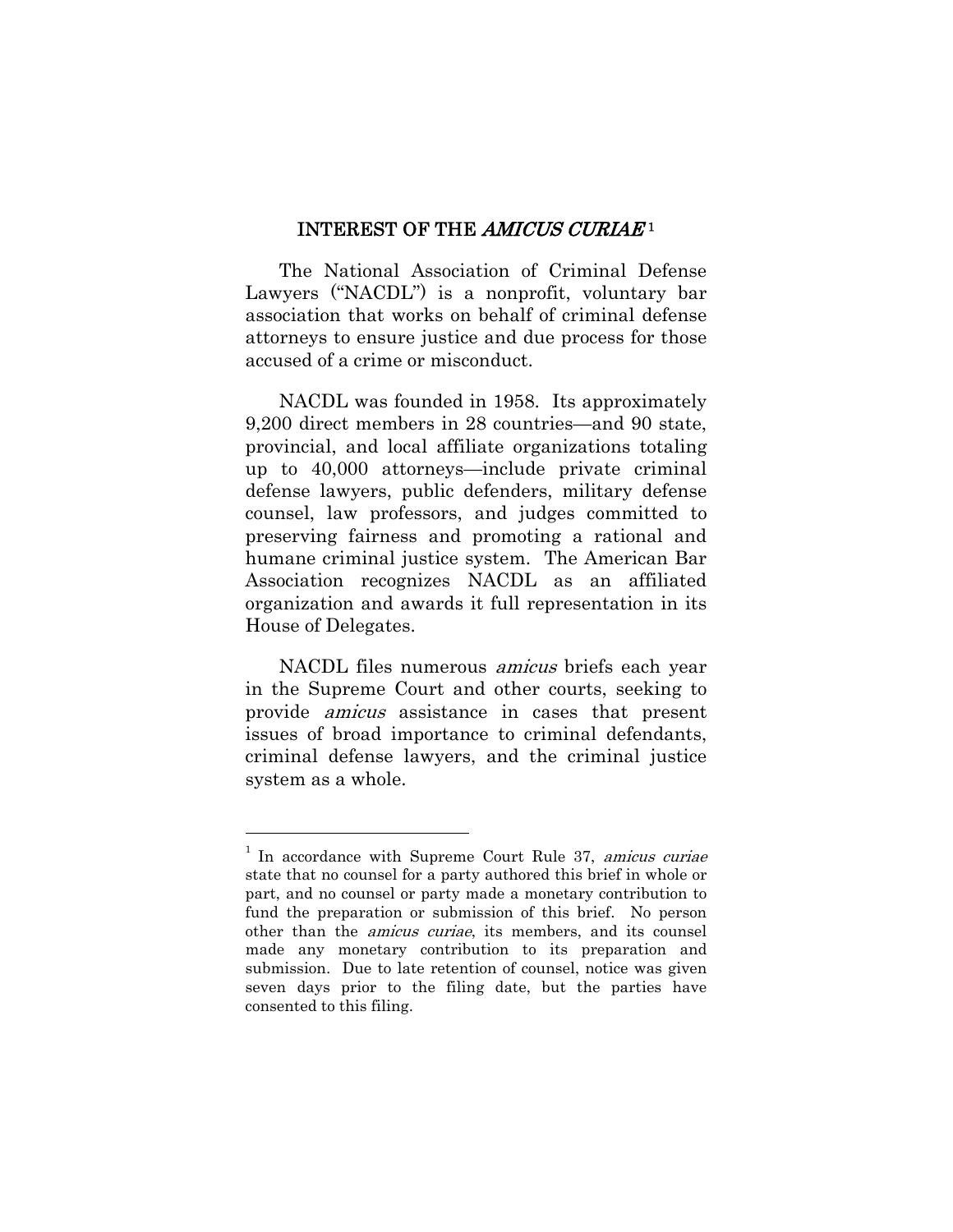## INTEREST OF THE *AMICUS CURIAE*[1]

The National Association of Criminal Defense Lawyers ("NACDL") is a nonprofit, voluntary bar association that works on behalf of criminal defense attorneys to ensure justice and due process for those accused of a crime or misconduct.

NACDL was founded in 1958. Its approximately 9,200 direct members in 28 countries—and 90 state, provincial, and local affiliate organizations totaling up to 40,000 attorneys—include private criminal defense lawyers, public defenders, military defense counsel, law professors, and judges committed to preserving fairness and promoting a rational and humane criminal justice system. The American Bar Association recognizes NACDL as an affiliated organization and awards it full representation in its House of Delegates.

NACDL files numerous *amicus* briefs each year in the Supreme Court and other courts, seeking to provide *amicus* assistance in cases that present issues of broad importance to criminal defendants, criminal defense lawyers, and the criminal justice system as a whole.

---

[1] In accordance with Supreme Court Rule 37, *amicus curiae* state that no counsel for a party authored this brief in whole or part, and no counsel or party made a monetary contribution to fund the preparation or submission of this brief. No person other than the *amicus curiae*, its members, and its counsel made any monetary contribution to its preparation and submission. Due to late retention of counsel, notice was given seven days prior to the filing date, but the parties have consented to this filing.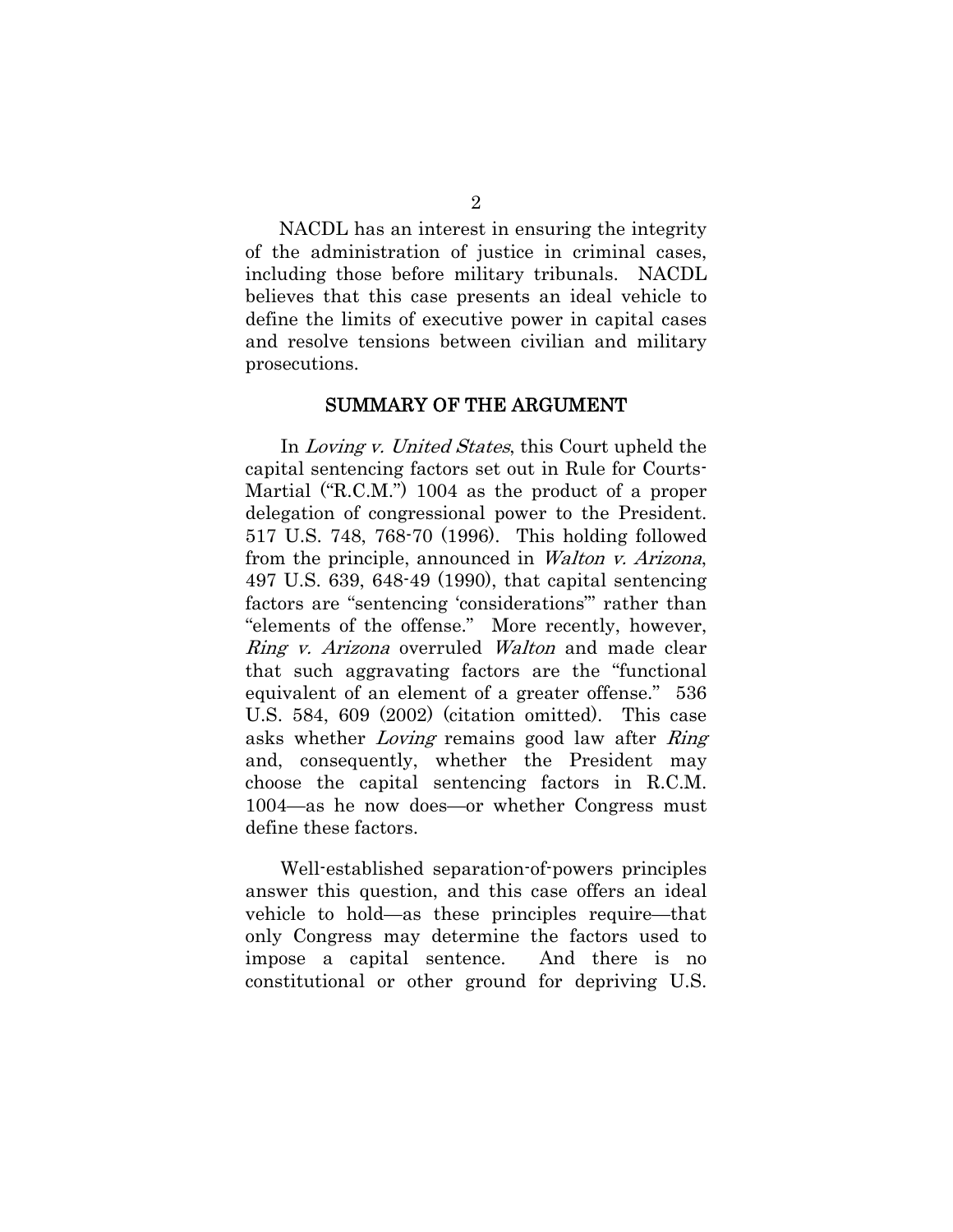NACDL has an interest in ensuring the integrity of the administration of justice in criminal cases, including those before military tribunals. NACDL believes that this case presents an ideal vehicle to define the limits of executive power in capital cases and resolve tensions between civilian and military prosecutions.

## SUMMARY OF THE ARGUMENT

In *Loving v. United States*, this Court upheld the capital sentencing factors set out in Rule for Courts-Martial ("R.C.M.") 1004 as the product of a proper delegation of congressional power to the President. 517 U.S. 748, 768-70 (1996). This holding followed from the principle, announced in *Walton v. Arizona*, 497 U.S. 639, 648-49 (1990), that capital sentencing factors are "sentencing 'considerations'" rather than "elements of the offense." More recently, however, *Ring v. Arizona* overruled *Walton* and made clear that such aggravating factors are the "functional equivalent of an element of a greater offense." 536 U.S. 584, 609 (2002) (citation omitted). This case asks whether *Loving* remains good law after *Ring* and, consequently, whether the President may choose the capital sentencing factors in R.C.M. 1004—as he now does—or whether Congress must define these factors.

Well-established separation-of-powers principles answer this question, and this case offers an ideal vehicle to hold—as these principles require—that only Congress may determine the factors used to impose a capital sentence. And there is no constitutional or other ground for depriving U.S.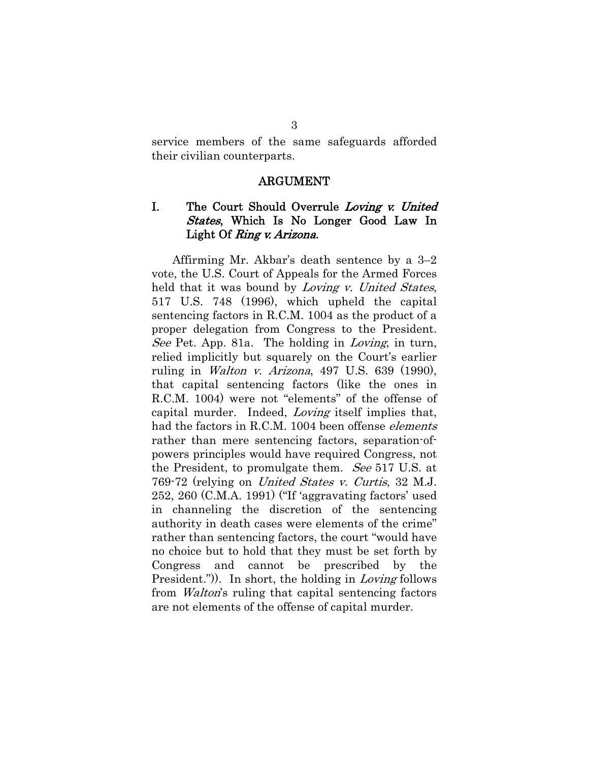service members of the same safeguards afforded their civilian counterparts.

## ARGUMENT

### I. The Court Should Overrule *Loving v. United States*, Which Is No Longer Good Law In Light Of *Ring v. Arizona*.

Affirming Mr. Akbar's death sentence by a 3–2 vote, the U.S. Court of Appeals for the Armed Forces held that it was bound by *Loving v. United States*, 517 U.S. 748 (1996), which upheld the capital sentencing factors in R.C.M. 1004 as the product of a proper delegation from Congress to the President. *See* Pet. App. 81a. The holding in *Loving*, in turn, relied implicitly but squarely on the Court's earlier ruling in *Walton v. Arizona*, 497 U.S. 639 (1990), that capital sentencing factors (like the ones in R.C.M. 1004) were not "elements" of the offense of capital murder. Indeed, *Loving* itself implies that, had the factors in R.C.M. 1004 been offense *elements* rather than mere sentencing factors, separation-of-powers principles would have required Congress, not the President, to promulgate them. *See* 517 U.S. at 769-72 (relying on *United States v. Curtis*, 32 M.J. 252, 260 (C.M.A. 1991) ("If 'aggravating factors' used in channeling the discretion of the sentencing authority in death cases were elements of the crime" rather than sentencing factors, the court "would have no choice but to hold that they must be set forth by Congress and cannot be prescribed by the President.")). In short, the holding in *Loving* follows from *Walton*'s ruling that capital sentencing factors are not elements of the offense of capital murder.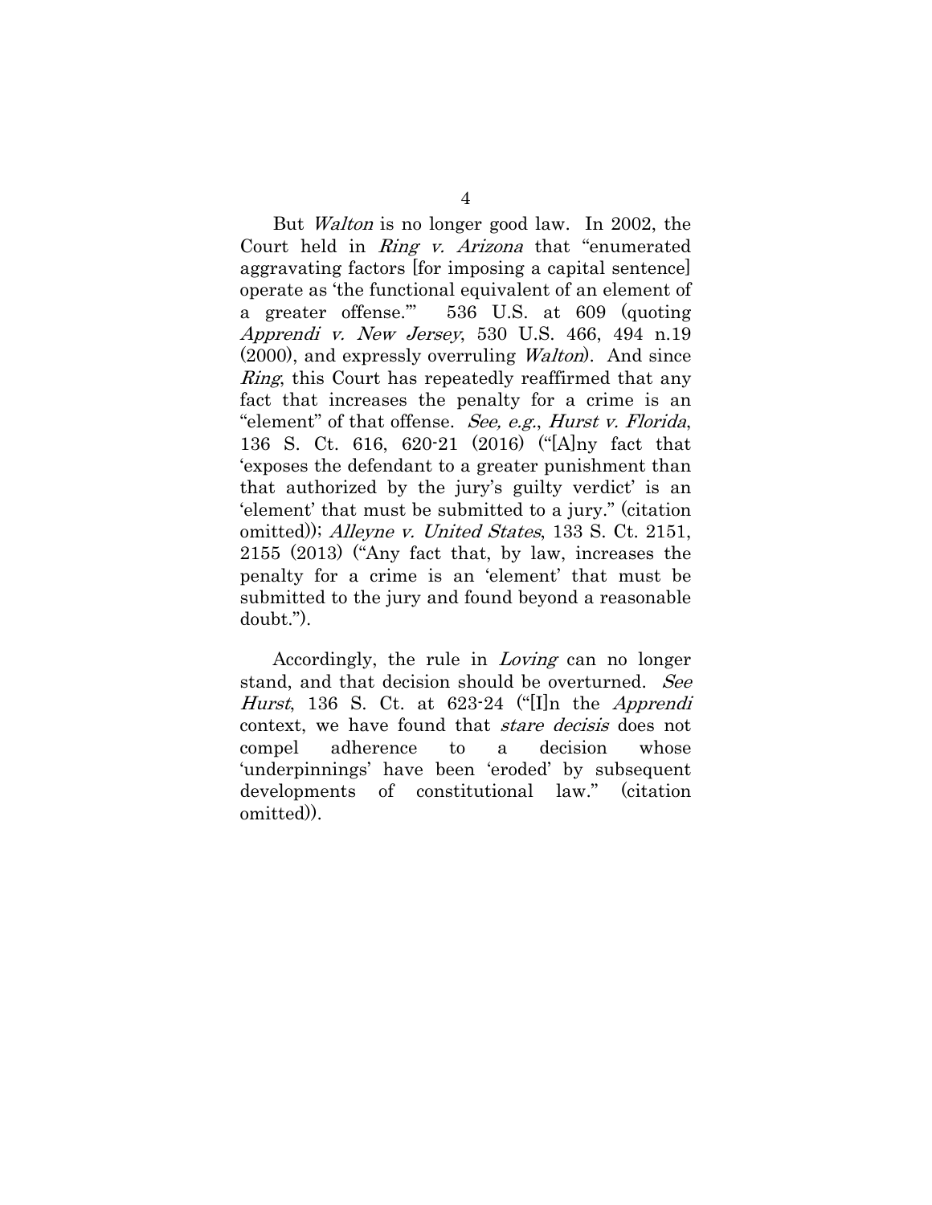But *Walton* is no longer good law. In 2002, the Court held in *Ring v. Arizona* that "enumerated aggravating factors [for imposing a capital sentence] operate as 'the functional equivalent of an element of a greater offense.'" 536 U.S. at 609 (quoting *Apprendi v. New Jersey*, 530 U.S. 466, 494 n.19 (2000), and expressly overruling *Walton*). And since *Ring*, this Court has repeatedly reaffirmed that any fact that increases the penalty for a crime is an "element" of that offense. *See, e.g.*, *Hurst v. Florida*, 136 S. Ct. 616, 620-21 (2016) ("[A]ny fact that 'exposes the defendant to a greater punishment than that authorized by the jury's guilty verdict' is an 'element' that must be submitted to a jury." (citation omitted)); *Alleyne v. United States*, 133 S. Ct. 2151, 2155 (2013) ("Any fact that, by law, increases the penalty for a crime is an 'element' that must be submitted to the jury and found beyond a reasonable doubt.").

Accordingly, the rule in *Loving* can no longer stand, and that decision should be overturned. *See Hurst*, 136 S. Ct. at 623-24 ("[I]n the *Apprendi* context, we have found that *stare decisis* does not compel adherence to a decision whose 'underpinnings' have been 'eroded' by subsequent developments of constitutional law." (citation omitted)).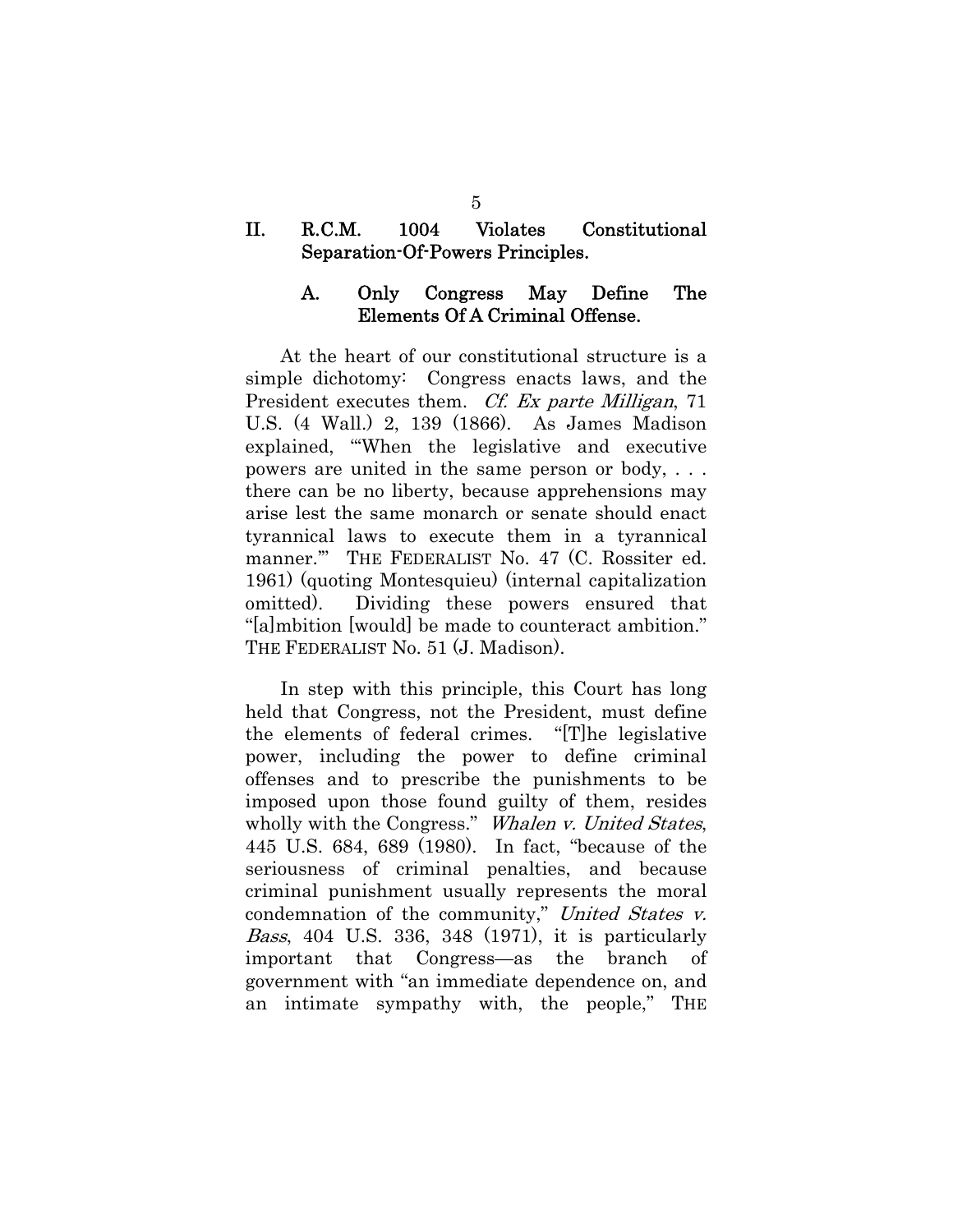## II. R.C.M. 1004 Violates Constitutional Separation-Of-Powers Principles.

### A. Only Congress May Define The Elements Of A Criminal Offense.

At the heart of our constitutional structure is a simple dichotomy: Congress enacts laws, and the President executes them. *Cf. Ex parte Milligan*, 71 U.S. (4 Wall.) 2, 139 (1866). As James Madison explained, "'When the legislative and executive powers are united in the same person or body, . . . there can be no liberty, because apprehensions may arise lest the same monarch or senate should enact tyrannical laws to execute them in a tyrannical manner.'" THE FEDERALIST No. 47 (C. Rossiter ed. 1961) (quoting Montesquieu) (internal capitalization omitted). Dividing these powers ensured that "[a]mbition [would] be made to counteract ambition." THE FEDERALIST No. 51 (J. Madison).

In step with this principle, this Court has long held that Congress, not the President, must define the elements of federal crimes. "[T]he legislative power, including the power to define criminal offenses and to prescribe the punishments to be imposed upon those found guilty of them, resides wholly with the Congress." *Whalen v. United States*, 445 U.S. 684, 689 (1980). In fact, "because of the seriousness of criminal penalties, and because criminal punishment usually represents the moral condemnation of the community," *United States v. Bass*, 404 U.S. 336, 348 (1971), it is particularly important that Congress—as the branch of government with "an immediate dependence on, and an intimate sympathy with, the people," THE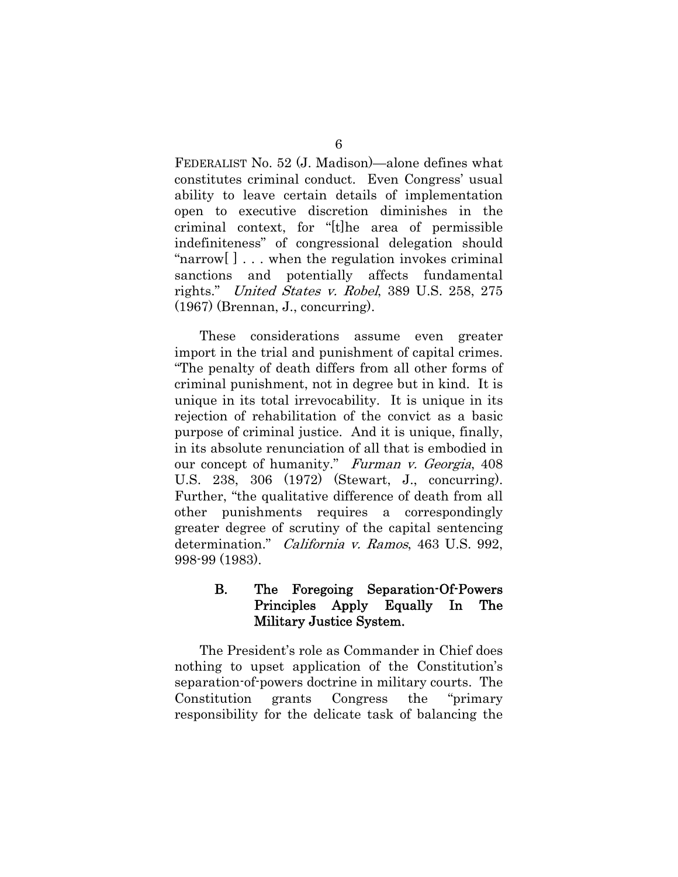FEDERALIST No. 52 (J. Madison)—alone defines what constitutes criminal conduct. Even Congress' usual ability to leave certain details of implementation open to executive discretion diminishes in the criminal context, for "[t]he area of permissible indefiniteness" of congressional delegation should "narrow[ ] . . . when the regulation invokes criminal sanctions and potentially affects fundamental rights." *United States v. Robel*, 389 U.S. 258, 275 (1967) (Brennan, J., concurring).

These considerations assume even greater import in the trial and punishment of capital crimes. "The penalty of death differs from all other forms of criminal punishment, not in degree but in kind. It is unique in its total irrevocability. It is unique in its rejection of rehabilitation of the convict as a basic purpose of criminal justice. And it is unique, finally, in its absolute renunciation of all that is embodied in our concept of humanity." *Furman v. Georgia*, 408 U.S. 238, 306 (1972) (Stewart, J., concurring). Further, "the qualitative difference of death from all other punishments requires a correspondingly greater degree of scrutiny of the capital sentencing determination." *California v. Ramos*, 463 U.S. 992, 998-99 (1983).

### B. The Foregoing Separation-Of-Powers Principles Apply Equally In The Military Justice System.

The President's role as Commander in Chief does nothing to upset application of the Constitution's separation-of-powers doctrine in military courts. The Constitution grants Congress the "primary responsibility for the delicate task of balancing the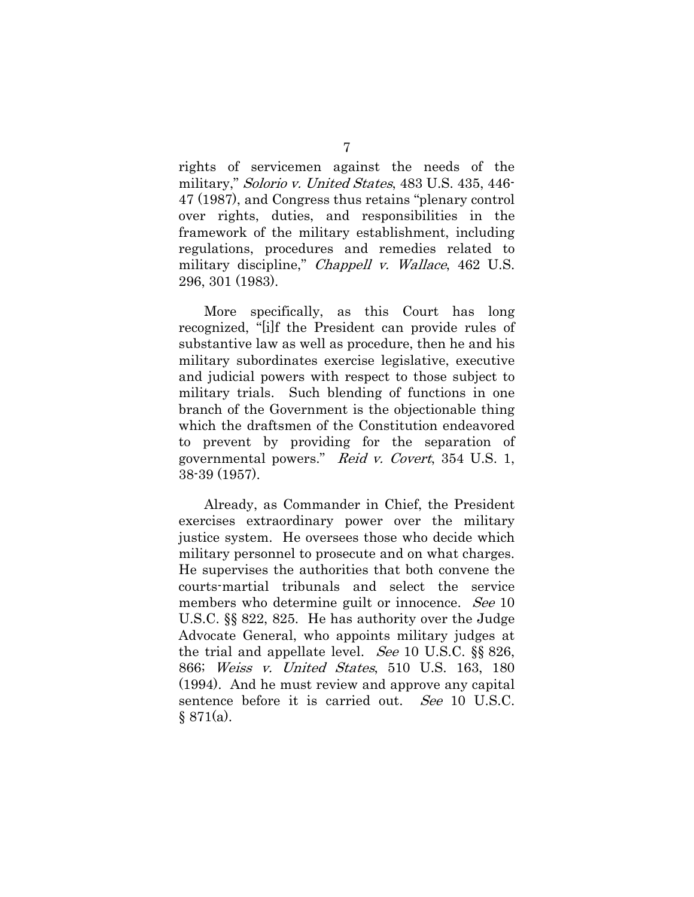rights of servicemen against the needs of the military," *Solorio v. United States*, 483 U.S. 435, 446-47 (1987), and Congress thus retains "plenary control over rights, duties, and responsibilities in the framework of the military establishment, including regulations, procedures and remedies related to military discipline," *Chappell v. Wallace*, 462 U.S. 296, 301 (1983).

More specifically, as this Court has long recognized, "[i]f the President can provide rules of substantive law as well as procedure, then he and his military subordinates exercise legislative, executive and judicial powers with respect to those subject to military trials. Such blending of functions in one branch of the Government is the objectionable thing which the draftsmen of the Constitution endeavored to prevent by providing for the separation of governmental powers." *Reid v. Covert*, 354 U.S. 1, 38-39 (1957).

Already, as Commander in Chief, the President exercises extraordinary power over the military justice system. He oversees those who decide which military personnel to prosecute and on what charges. He supervises the authorities that both convene the courts-martial tribunals and select the service members who determine guilt or innocence. *See* 10 U.S.C. §§ 822, 825. He has authority over the Judge Advocate General, who appoints military judges at the trial and appellate level. *See* 10 U.S.C. §§ 826, 866; *Weiss v. United States*, 510 U.S. 163, 180 (1994). And he must review and approve any capital sentence before it is carried out. *See* 10 U.S.C. § 871(a).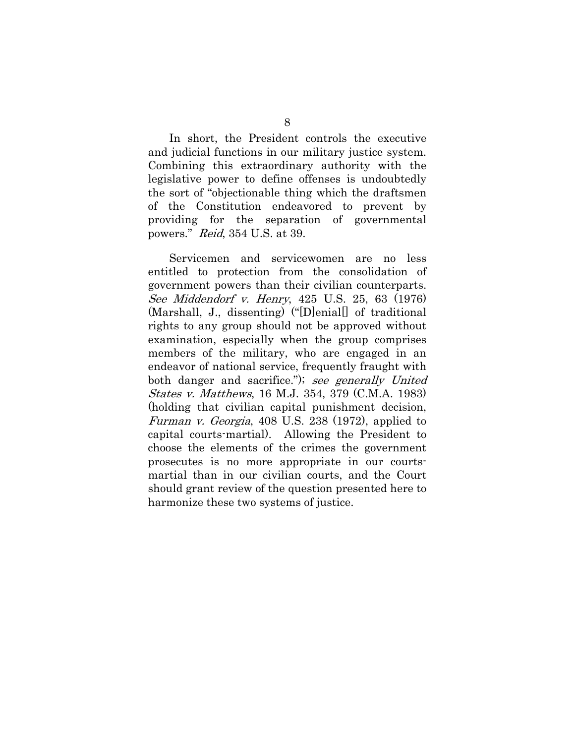In short, the President controls the executive and judicial functions in our military justice system. Combining this extraordinary authority with the legislative power to define offenses is undoubtedly the sort of "objectionable thing which the draftsmen of the Constitution endeavored to prevent by providing for the separation of governmental powers." *Reid*, 354 U.S. at 39.

Servicemen and servicewomen are no less entitled to protection from the consolidation of government powers than their civilian counterparts. *See Middendorf v. Henry*, 425 U.S. 25, 63 (1976) (Marshall, J., dissenting) ("[D]enial[] of traditional rights to any group should not be approved without examination, especially when the group comprises members of the military, who are engaged in an endeavor of national service, frequently fraught with both danger and sacrifice."); *see generally United States v. Matthews*, 16 M.J. 354, 379 (C.M.A. 1983) (holding that civilian capital punishment decision, *Furman v. Georgia*, 408 U.S. 238 (1972), applied to capital courts-martial). Allowing the President to choose the elements of the crimes the government prosecutes is no more appropriate in our courts-martial than in our civilian courts, and the Court should grant review of the question presented here to harmonize these two systems of justice.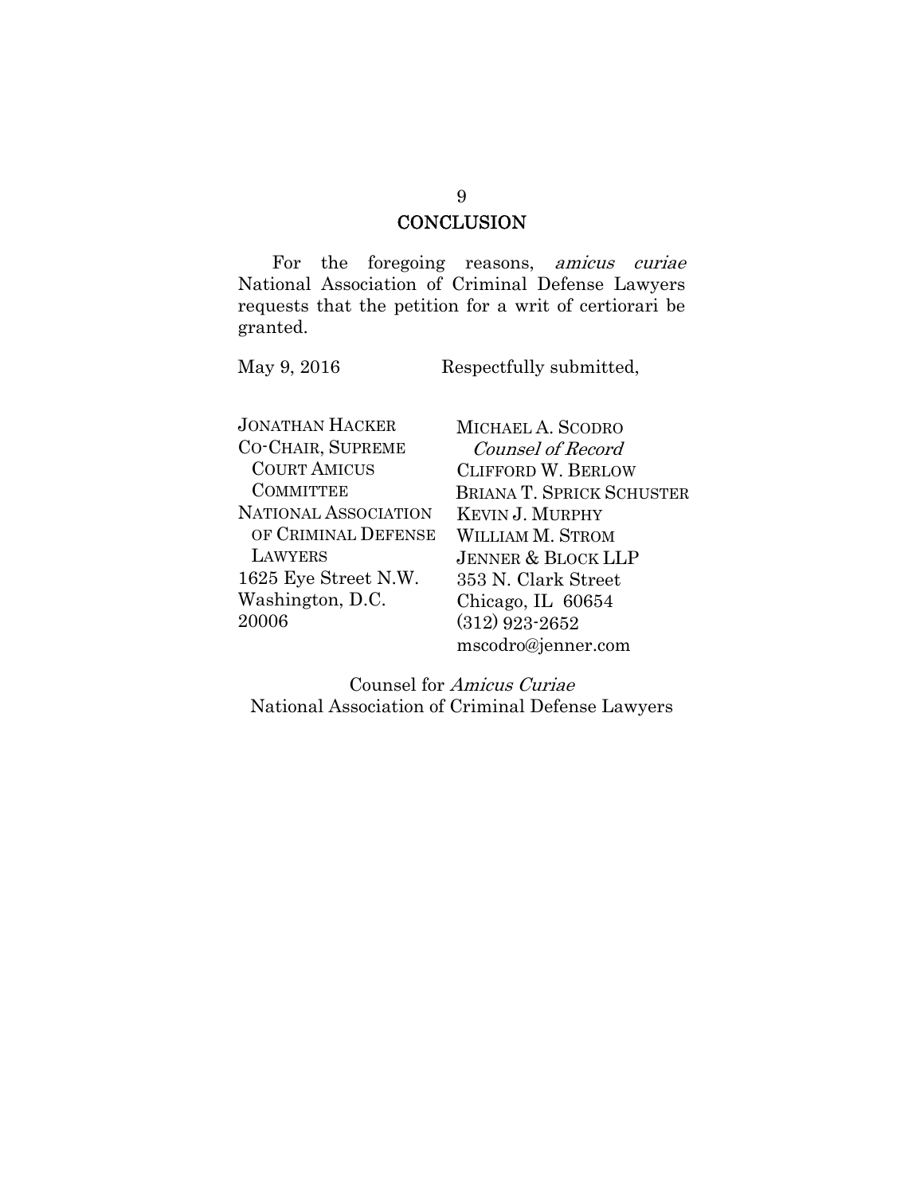## CONCLUSION

For the foregoing reasons, *amicus curiae* National Association of Criminal Defense Lawyers requests that the petition for a writ of certiorari be granted.

May 9, 2016

Respectfully submitted,

JONATHAN HACKER
CO-CHAIR, SUPREME COURT AMICUS COMMITTEE
NATIONAL ASSOCIATION OF CRIMINAL DEFENSE LAWYERS
1625 Eye Street N.W.
Washington, D.C. 20006

MICHAEL A. SCODRO
*Counsel of Record*
CLIFFORD W. BERLOW
BRIANA T. SPRICK SCHUSTER
KEVIN J. MURPHY
WILLIAM M. STROM
JENNER & BLOCK LLP
353 N. Clark Street
Chicago, IL 60654
(312) 923-2652
mscodro@jenner.com

Counsel for *Amicus Curiae*
National Association of Criminal Defense Lawyers